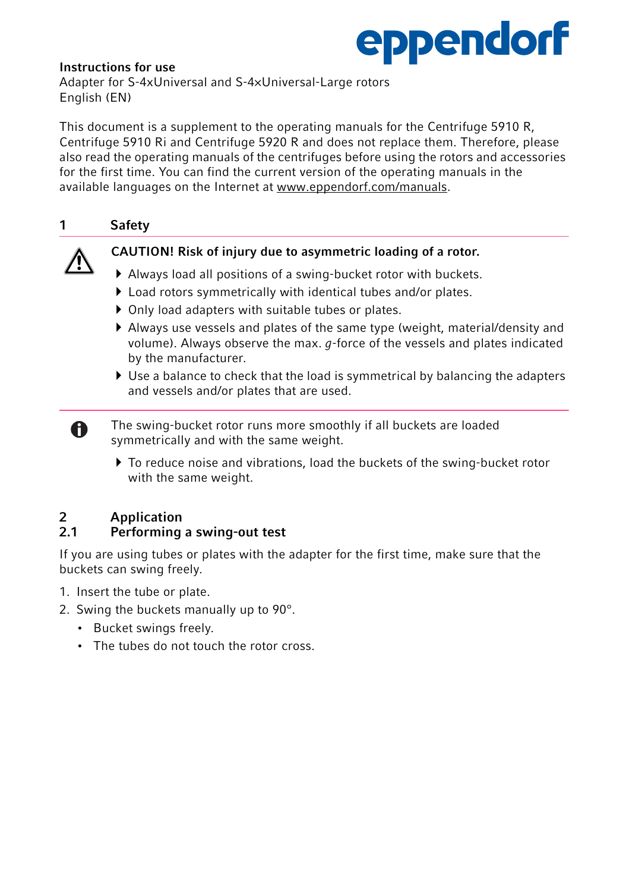**Instructions for use**
Adapter for S-4xUniversal and S-4×Universal-Large rotors
English (EN)

This document is a supplement to the operating manuals for the Centrifuge 5910 R, Centrifuge 5910 Ri and Centrifuge 5920 R and does not replace them. Therefore, please also read the operating manuals of the centrifuges before using the rotors and accessories for the first time. You can find the current version of the operating manuals in the available languages on the Internet at www.eppendorf.com/manuals.

# 1 Safety

**CAUTION! Risk of injury due to asymmetric loading of a rotor.**

- Always load all positions of a swing-bucket rotor with buckets.
- Load rotors symmetrically with identical tubes and/or plates.
- Only load adapters with suitable tubes or plates.
- Always use vessels and plates of the same type (weight, material/density and volume). Always observe the max. *g*-force of the vessels and plates indicated by the manufacturer.
- Use a balance to check that the load is symmetrical by balancing the adapters and vessels and/or plates that are used.

The swing-bucket rotor runs more smoothly if all buckets are loaded symmetrically and with the same weight.

- To reduce noise and vibrations, load the buckets of the swing-bucket rotor with the same weight.

# 2 Application

## 2.1 Performing a swing-out test

If you are using tubes or plates with the adapter for the first time, make sure that the buckets can swing freely.

1. Insert the tube or plate.
2. Swing the buckets manually up to 90°.
   - Bucket swings freely.
   - The tubes do not touch the rotor cross.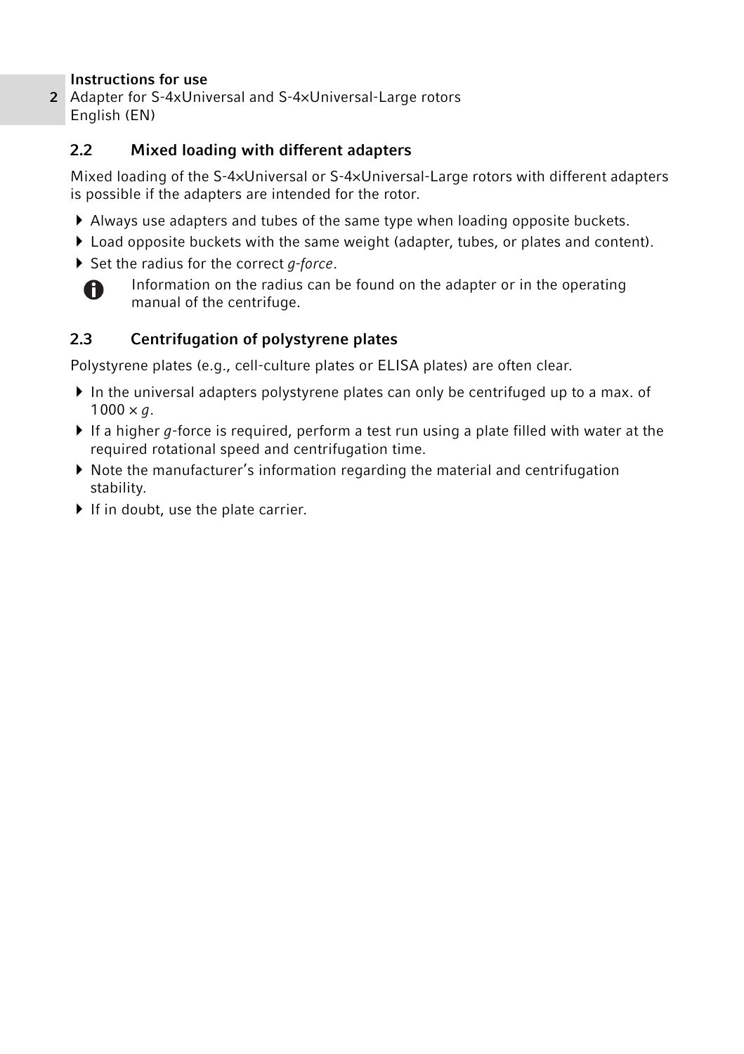## 2.2 Mixed loading with different adapters

Mixed loading of the S-4×Universal or S-4×Universal-Large rotors with different adapters is possible if the adapters are intended for the rotor.

- Always use adapters and tubes of the same type when loading opposite buckets.
- Load opposite buckets with the same weight (adapter, tubes, or plates and content).
- Set the radius for the correct *g-force*.

Information on the radius can be found on the adapter or in the operating manual of the centrifuge.

## 2.3 Centrifugation of polystyrene plates

Polystyrene plates (e.g., cell-culture plates or ELISA plates) are often clear.

- In the universal adapters polystyrene plates can only be centrifuged up to a max. of $1000 \times g$.
- If a higher *g*-force is required, perform a test run using a plate filled with water at the required rotational speed and centrifugation time.
- Note the manufacturer's information regarding the material and centrifugation stability.
- If in doubt, use the plate carrier.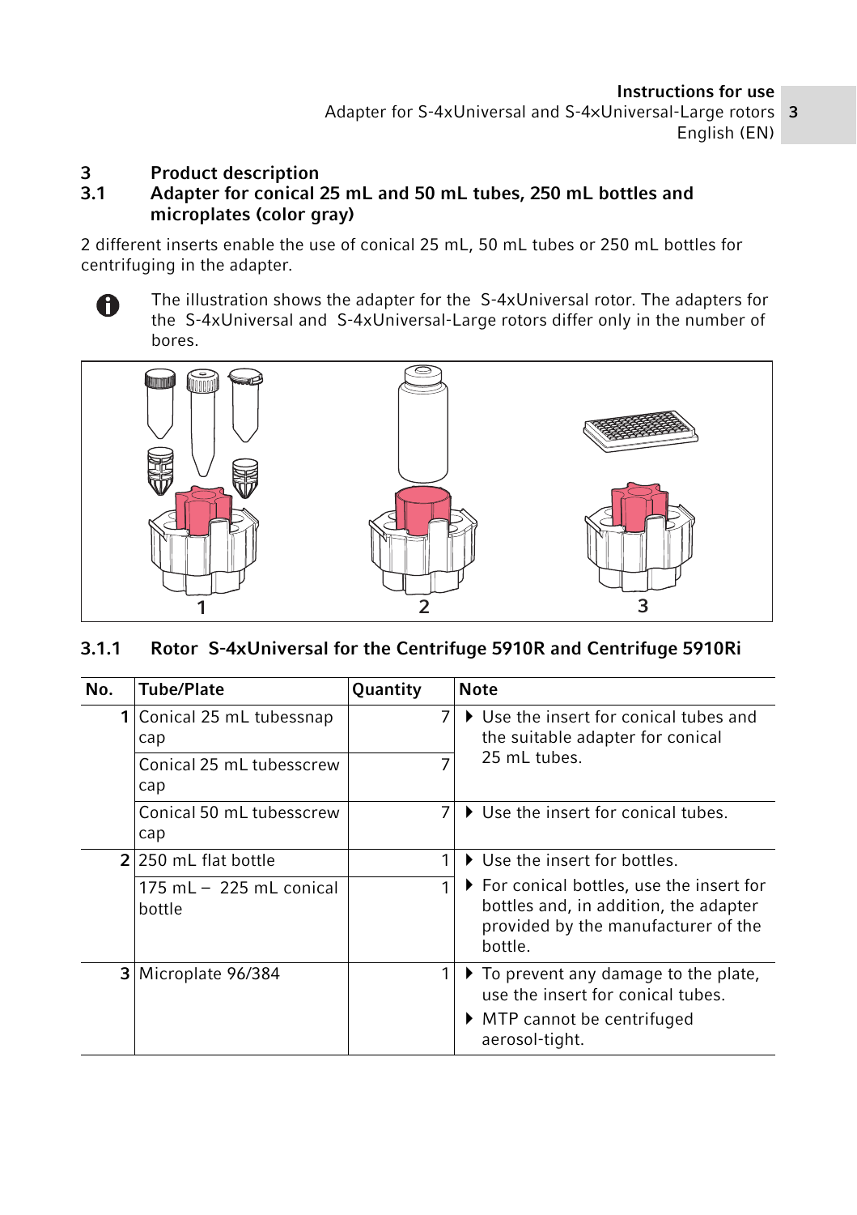# 3 Product description

## 3.1 Adapter for conical 25 mL and 50 mL tubes, 250 mL bottles and microplates (color gray)

2 different inserts enable the use of conical 25 mL, 50 mL tubes or 250 mL bottles for centrifuging in the adapter.

The illustration shows the adapter for the S-4xUniversal rotor. The adapters for the S-4xUniversal and S-4xUniversal-Large rotors differ only in the number of bores.

### 3.1.1 Rotor S-4xUniversal for the Centrifuge 5910R and Centrifuge 5910Ri

| No. | Tube/Plate | Quantity | Note |
|---|---|---|---|
| 1 | Conical 25 mL tubessnap cap | 7 | ▶ Use the insert for conical tubes and the suitable adapter for conical 25 mL tubes. |
| | Conical 25 mL tubesscrew cap | 7 | |
| | Conical 50 mL tubesscrew cap | 7 | ▶ Use the insert for conical tubes. |
| 2 | 250 mL flat bottle | 1 | ▶ Use the insert for bottles. |
| | 175 mL – 225 mL conical bottle | 1 | ▶ For conical bottles, use the insert for bottles and, in addition, the adapter provided by the manufacturer of the bottle. |
| 3 | Microplate 96/384 | 1 | ▶ To prevent any damage to the plate, use the insert for conical tubes. ▶ MTP cannot be centrifuged aerosol-tight. |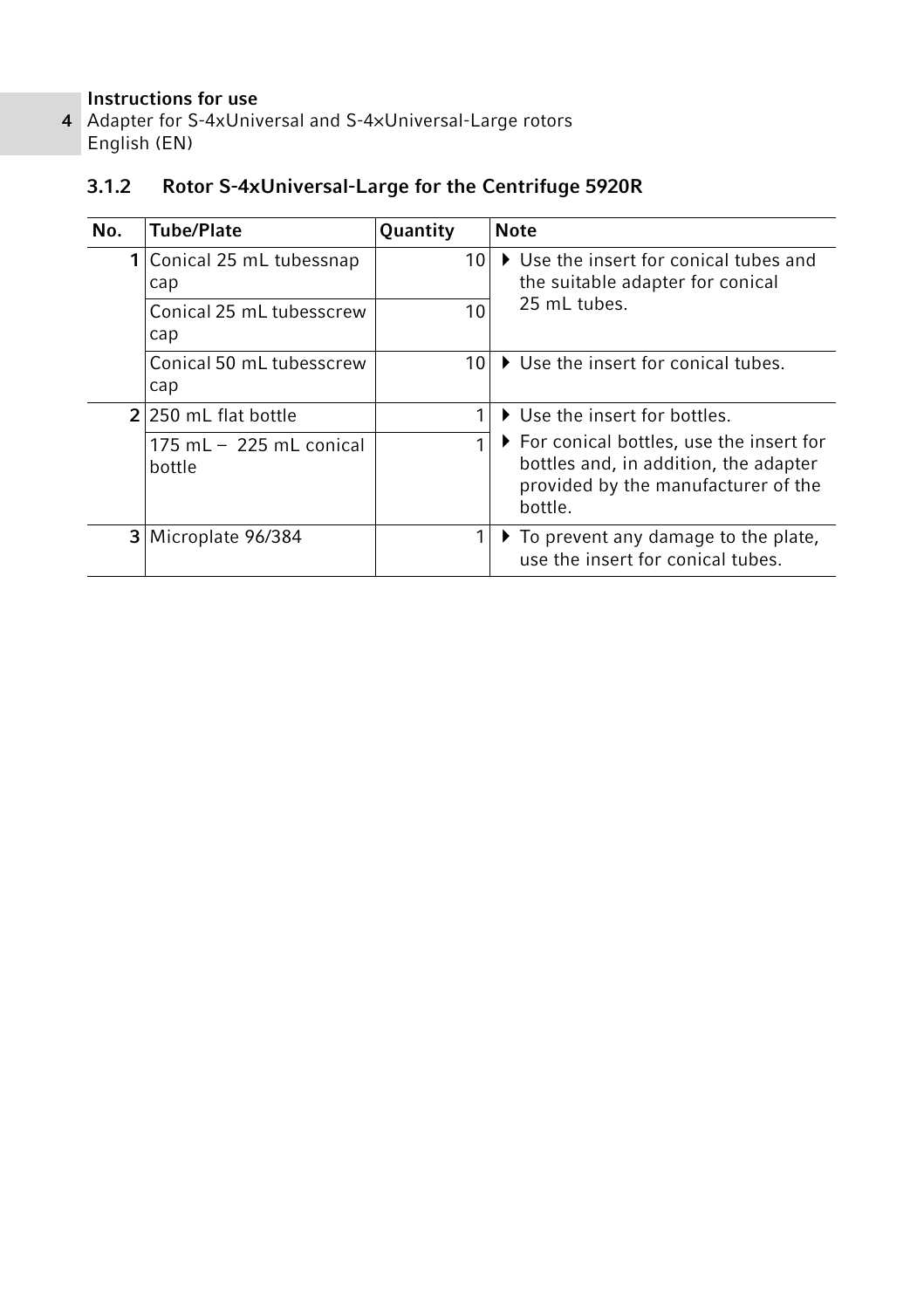### 3.1.2 Rotor S-4xUniversal-Large for the Centrifuge 5920R

| No. | Tube/Plate | Quantity | Note |
|---|---|---|---|
| 1 | Conical 25 mL tubessnap cap | 10 | ▸ Use the insert for conical tubes and the suitable adapter for conical 25 mL tubes. |
| | Conical 25 mL tubesscrew cap | 10 | |
| | Conical 50 mL tubesscrew cap | 10 | ▸ Use the insert for conical tubes. |
| 2 | 250 mL flat bottle | 1 | ▸ Use the insert for bottles. |
| | 175 mL – 225 mL conical bottle | 1 | ▸ For conical bottles, use the insert for bottles and, in addition, the adapter provided by the manufacturer of the bottle. |
| 3 | Microplate 96/384 | 1 | ▸ To prevent any damage to the plate, use the insert for conical tubes. |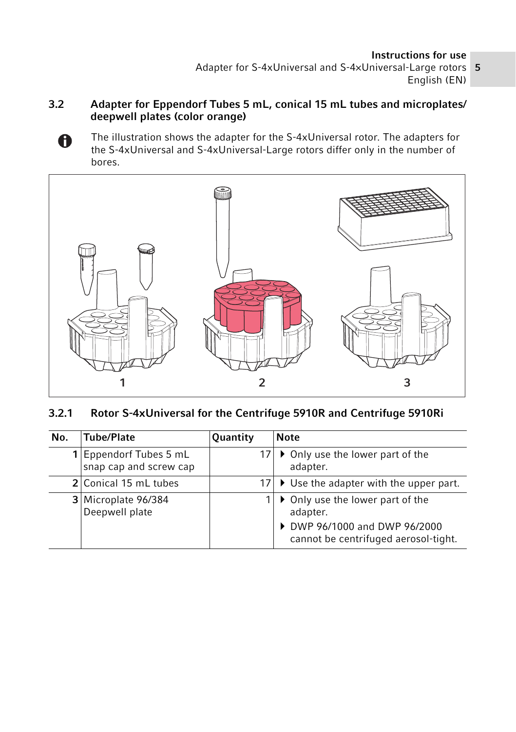### 3.2 Adapter for Eppendorf Tubes 5 mL, conical 15 mL tubes and microplates/ deepwell plates (color orange)

The illustration shows the adapter for the S-4xUniversal rotor. The adapters for the S-4xUniversal and S-4xUniversal-Large rotors differ only in the number of bores.

1 2 3

#### 3.2.1 Rotor S-4xUniversal for the Centrifuge 5910R and Centrifuge 5910Ri

| No. | Tube/Plate | Quantity | Note |
|---|---|---|---|
| 1 | Eppendorf Tubes 5 mL snap cap and screw cap | 17 | ▶ Only use the lower part of the adapter. |
| 2 | Conical 15 mL tubes | 17 | ▶ Use the adapter with the upper part. |
| 3 | Microplate 96/384 Deepwell plate | 1 | ▶ Only use the lower part of the adapter. ▶ DWP 96/1000 and DWP 96/2000 cannot be centrifuged aerosol-tight. |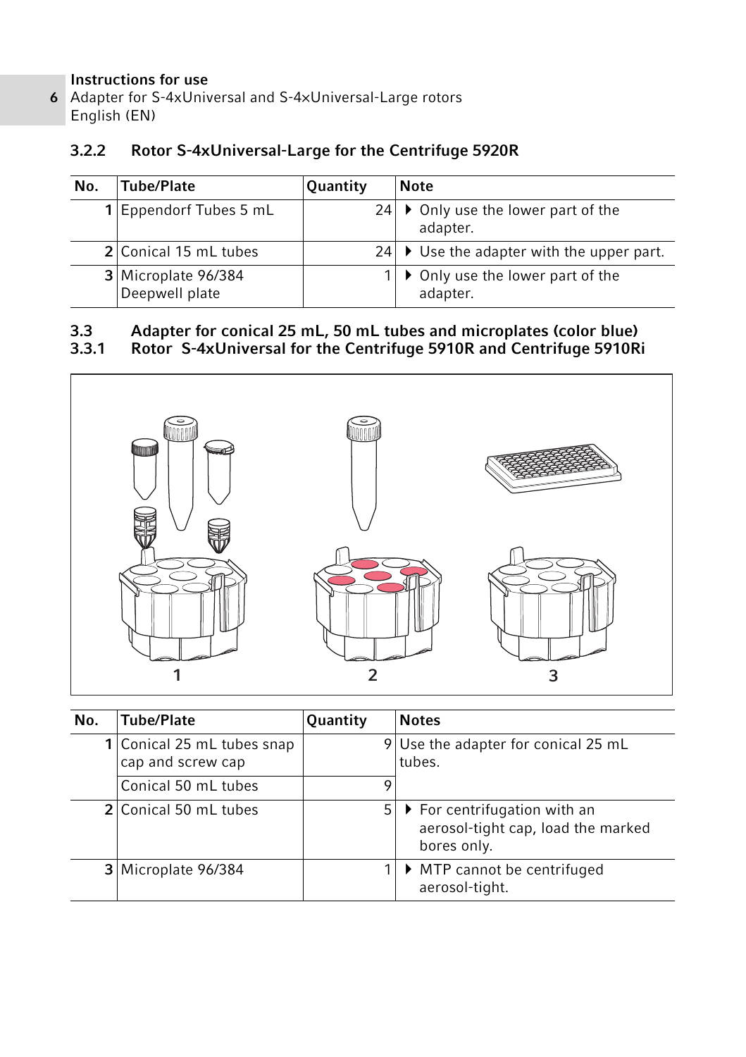### 3.2.2 Rotor S-4xUniversal-Large for the Centrifuge 5920R

| No. | Tube/Plate | Quantity | Note |
|---|---|---|---|
| 1 | Eppendorf Tubes 5 mL | 24 | ▶ Only use the lower part of the adapter. |
| 2 | Conical 15 mL tubes | 24 | ▶ Use the adapter with the upper part. |
| 3 | Microplate 96/384 Deepwell plate | 1 | ▶ Only use the lower part of the adapter. |

### 3.3 Adapter for conical 25 mL, 50 mL tubes and microplates (color blue)

### 3.3.1 Rotor S-4xUniversal for the Centrifuge 5910R and Centrifuge 5910Ri

1 2 3

| No. | Tube/Plate | Quantity | Notes |
|---|---|---|---|
| 1 | Conical 25 mL tubes snap cap and screw cap | 9 | Use the adapter for conical 25 mL tubes. |
| | Conical 50 mL tubes | 9 | |
| 2 | Conical 50 mL tubes | 5 | ▶ For centrifugation with an aerosol-tight cap, load the marked bores only. |
| 3 | Microplate 96/384 | 1 | ▶ MTP cannot be centrifuged aerosol-tight. |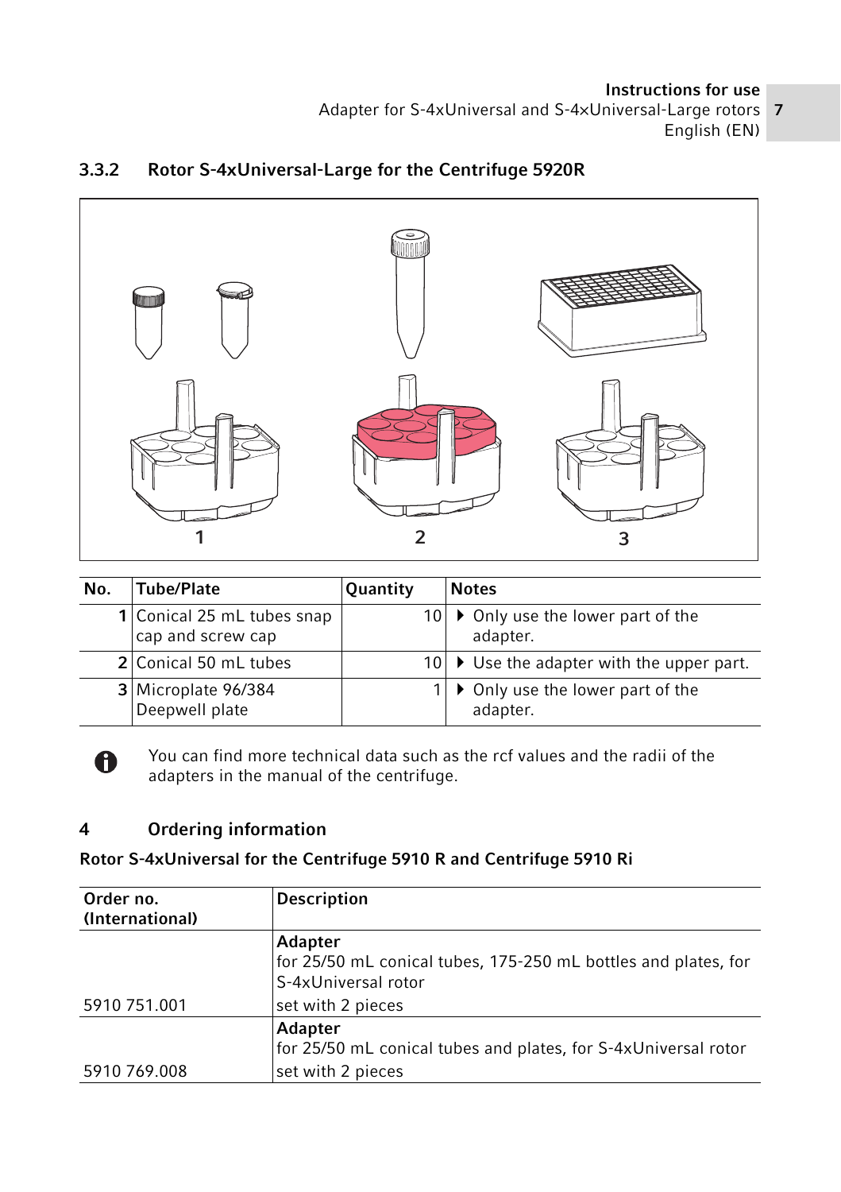### 3.3.2 Rotor S-4xUniversal-Large for the Centrifuge 5920R

| No. | Tube/Plate | Quantity | Notes |
|---|---|---|---|
| 1 | Conical 25 mL tubes snap cap and screw cap | 10 | ▶ Only use the lower part of the adapter. |
| 2 | Conical 50 mL tubes | 10 | ▶ Use the adapter with the upper part. |
| 3 | Microplate 96/384 Deepwell plate | 1 | ▶ Only use the lower part of the adapter. |

You can find more technical data such as the rcf values and the radii of the adapters in the manual of the centrifuge.

## 4 Ordering information

**Rotor S-4xUniversal for the Centrifuge 5910 R and Centrifuge 5910 Ri**

| Order no. (International) | Description |
|---|---|
| 5910 751.001 | **Adapter** for 25/50 mL conical tubes, 175-250 mL bottles and plates, for S-4xUniversal rotor set with 2 pieces |
| 5910 769.008 | **Adapter** for 25/50 mL conical tubes and plates, for S-4xUniversal rotor set with 2 pieces |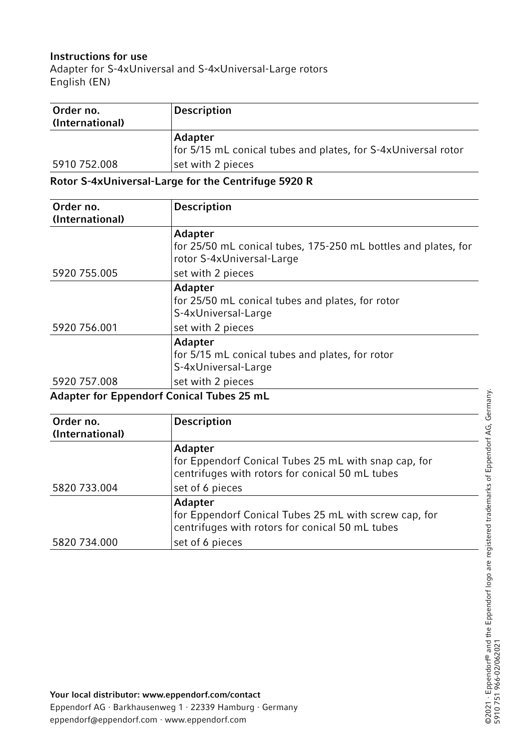**Instructions for use**
Adapter for S-4xUniversal and S-4×Universal-Large rotors
English (EN)

| Order no. (International) | Description |
|---|---|
| 5910 752.008 | **Adapter** for 5/15 mL conical tubes and plates, for S-4xUniversal rotor set with 2 pieces |

**Rotor S-4xUniversal-Large for the Centrifuge 5920 R**

| Order no. (International) | Description |
|---|---|
| 5920 755.005 | **Adapter** for 25/50 mL conical tubes, 175-250 mL bottles and plates, for rotor S-4xUniversal-Large set with 2 pieces |
| 5920 756.001 | **Adapter** for 25/50 mL conical tubes and plates, for rotor S-4xUniversal-Large set with 2 pieces |
| 5920 757.008 | **Adapter** for 5/15 mL conical tubes and plates, for rotor S-4xUniversal-Large set with 2 pieces |

**Adapter for Eppendorf Conical Tubes 25 mL**

| Order no. (International) | Description |
|---|---|
| 5820 733.004 | **Adapter** for Eppendorf Conical Tubes 25 mL with snap cap, for centrifuges with rotors for conical 50 mL tubes set of 6 pieces |
| 5820 734.000 | **Adapter** for Eppendorf Conical Tubes 25 mL with screw cap, for centrifuges with rotors for conical 50 mL tubes set of 6 pieces |

**Your local distributor: www.eppendorf.com/contact**
Eppendorf AG · Barkhausenweg 1 · 22339 Hamburg · Germany
eppendorf@eppendorf.com · www.eppendorf.com

©2021 · Eppendorf® and the Eppendorf logo are registered trademarks of Eppendorf AG, Germany.
5910 751 966-02/062021